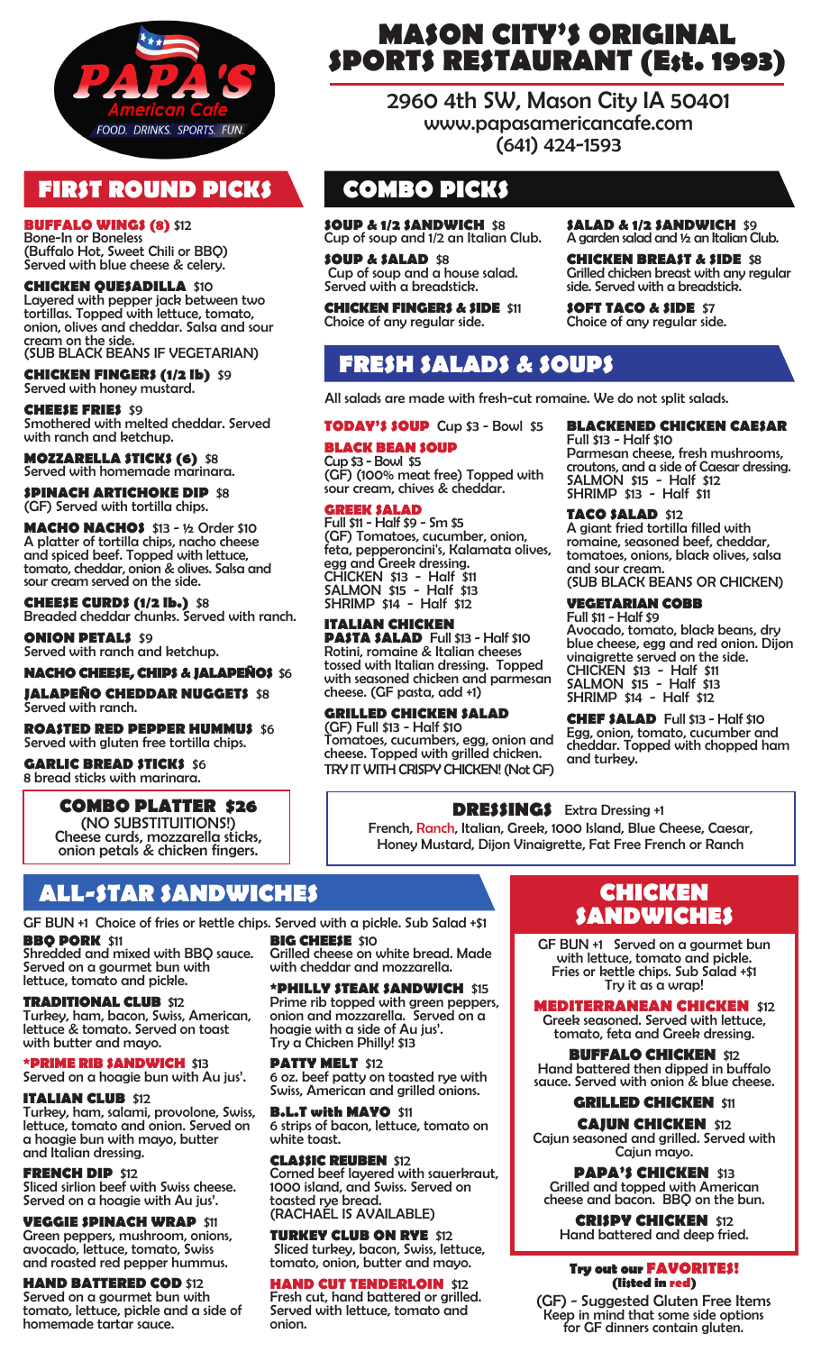# MASON CITY'S ORIGINAL SPORTS RESTAURANT (Est. 1993)

PAPA'S American Cafe — FOOD. DRINKS. SPORTS. FUN.

2960 4th SW, Mason City IA 50401
www.papasamericancafe.com
(641) 424-1593

## FIRST ROUND PICKS

**BUFFALO WINGS (8)** $12
Bone-In or Boneless
(Buffalo Hot, Sweet Chili or BBQ)
Served with blue cheese & celery.

**CHICKEN QUESADILLA** $10
Layered with pepper jack between two tortillas. Topped with lettuce, tomato, onion, olives and cheddar. Salsa and sour cream on the side.
(SUB BLACK BEANS IF VEGETARIAN)

**CHICKEN FINGERS (1/2 lb)** $9
Served with honey mustard.

**CHEESE FRIES** $9
Smothered with melted cheddar. Served with ranch and ketchup.

**MOZZARELLA STICKS (6)** $8
Served with homemade marinara.

**SPINACH ARTICHOKE DIP** $8
(GF) Served with tortilla chips.

**MACHO NACHOS** $13 - ½ Order $10
A platter of tortilla chips, nacho cheese and spiced beef. Topped with lettuce, tomato, cheddar, onion & olives. Salsa and sour cream served on the side.

**CHEESE CURDS (1/2 lb.)** $8
Breaded cheddar chunks. Served with ranch.

**ONION PETALS** $9
Served with ranch and ketchup.

**NACHO CHEESE, CHIPS & JALAPEÑOS** $6

**JALAPEÑO CHEDDAR NUGGETS** $8
Served with ranch.

**ROASTED RED PEPPER HUMMUS** $6
Served with gluten free tortilla chips.

**GARLIC BREAD STICKS** $6
8 bread sticks with marinara.

**COMBO PLATTER $26**
(NO SUBSTITUITIONS!)
Cheese curds, mozzarella sticks, onion petals & chicken fingers.

## COMBO PICKS

**SOUP & 1/2 SANDWICH** $8
Cup of soup and 1/2 an Italian Club.

**SOUP & SALAD** $8
Cup of soup and a house salad. Served with a breadstick.

**CHICKEN FINGERS & SIDE** $11
Choice of any regular side.

**SALAD & 1/2 SANDWICH** $9
A garden salad and ½ an Italian Club.

**CHICKEN BREAST & SIDE** $8
Grilled chicken breast with any regular side. Served with a breadstick.

**SOFT TACO & SIDE** $7
Choice of any regular side.

## FRESH SALADS & SOUPS

All salads are made with fresh-cut romaine. We do not split salads.

**TODAY'S SOUP** Cup $3 - Bowl $5

**BLACK BEAN SOUP**
Cup $3 - Bowl $5
(GF) (100% meat free) Topped with sour cream, chives & cheddar.

**GREEK SALAD**
Full $11 - Half $9 - Sm $5
(GF) Tomatoes, cucumber, onion, feta, pepperoncini's, Kalamata olives, egg and Greek dressing.
CHICKEN $13 - Half $11
SALMON $15 - Half $13
SHRIMP $14 - Half $12

**ITALIAN CHICKEN PASTA SALAD** Full $13 - Half $10
Rotini, romaine & Italian cheeses tossed with Italian dressing. Topped with seasoned chicken and parmesan cheese. (GF pasta, add +1)

**GRILLED CHICKEN SALAD**
(GF) Full $13 - Half $10
Tomatoes, cucumbers, egg, onion and cheese. Topped with grilled chicken.
TRY IT WITH CRISPY CHICKEN! (Not GF)

**BLACKENED CHICKEN CAESAR**
Full $13 - Half $10
Parmesan cheese, fresh mushrooms, croutons, and a side of Caesar dressing.
SALMON $15 - Half $12
SHRIMP $13 - Half $11

**TACO SALAD** $12
A giant fried tortilla filled with romaine, seasoned beef, cheddar, tomatoes, onions, black olives, salsa and sour cream.
(SUB BLACK BEANS OR CHICKEN)

**VEGETARIAN COBB**
Full $11 - Half $9
Avocado, tomato, black beans, dry blue cheese, egg and red onion. Dijon vinaigrette served on the side.
CHICKEN $13 - Half $11
SALMON $15 - Half $13
SHRIMP $14 - Half $12

**CHEF SALAD** Full $13 - Half $10
Egg, onion, tomato, cucumber and cheddar. Topped with chopped ham and turkey.

**DRESSINGS** Extra Dressing +1
French, Ranch, Italian, Greek, 1000 Island, Blue Cheese, Caesar, Honey Mustard, Dijon Vinaigrette, Fat Free French or Ranch

## ALL-STAR SANDWICHES

GF BUN +1 Choice of fries or kettle chips. Served with a pickle. Sub Salad +$1

**BBQ PORK** $11
Shredded and mixed with BBQ sauce. Served on a gourmet bun with lettuce, tomato and pickle.

**TRADITIONAL CLUB** $12
Turkey, ham, bacon, Swiss, American, lettuce & tomato. Served on toast with butter and mayo.

***PRIME RIB SANDWICH** $13
Served on a hoagie bun with Au jus'.

**ITALIAN CLUB** $12
Turkey, ham, salami, provolone, Swiss, lettuce, tomato and onion. Served on a hoagie bun with mayo, butter and Italian dressing.

**FRENCH DIP** $12
Sliced sirlion beef with Swiss cheese. Served on a hoagie with Au jus'.

**VEGGIE SPINACH WRAP** $11
Green peppers, mushroom, onions, avocado, lettuce, tomato, Swiss and roasted red pepper hummus.

**HAND BATTERED COD** $12
Served on a gourmet bun with tomato, lettuce, pickle and a side of homemade tartar sauce.

**BIG CHEESE** $10
Grilled cheese on white bread. Made with cheddar and mozzarella.

***PHILLY STEAK SANDWICH** $15
Prime rib topped with green peppers, onion and mozzarella. Served on a hoagie with a side of Au jus'.
Try a Chicken Philly! $13

**PATTY MELT** $12
6 oz. beef patty on toasted rye with Swiss, American and grilled onions.

**B.L.T with MAYO** $11
6 strips of bacon, lettuce, tomato on white toast.

**CLASSIC REUBEN** $12
Corned beef layered with sauerkraut, 1000 island, and Swiss. Served on toasted rye bread.
(RACHAEL IS AVAILABLE)

**TURKEY CLUB ON RYE** $12
Sliced turkey, bacon, Swiss, lettuce, tomato, onion, butter and mayo.

**HAND CUT TENDERLOIN** $12
Fresh cut, hand battered or grilled. Served with lettuce, tomato and onion.

## CHICKEN SANDWICHES

GF BUN +1 Served on a gourmet bun with lettuce, tomato and pickle. Fries or kettle chips. Sub Salad +$1
Try it as a wrap!

**MEDITERRANEAN CHICKEN** $12
Greek seasoned. Served with lettuce, tomato, feta and Greek dressing.

**BUFFALO CHICKEN** $12
Hand battered then dipped in buffalo sauce. Served with onion & blue cheese.

**GRILLED CHICKEN** $11

**CAJUN CHICKEN** $12
Cajun seasoned and grilled. Served with Cajun mayo.

**PAPA'S CHICKEN** $13
Grilled and topped with American cheese and bacon. BBQ on the bun.

**CRISPY CHICKEN** $12
Hand battered and deep fried.

**Try out our FAVORITES! (listed in red)**

(GF) - Suggested Gluten Free Items
Keep in mind that some side options for GF dinners contain gluten.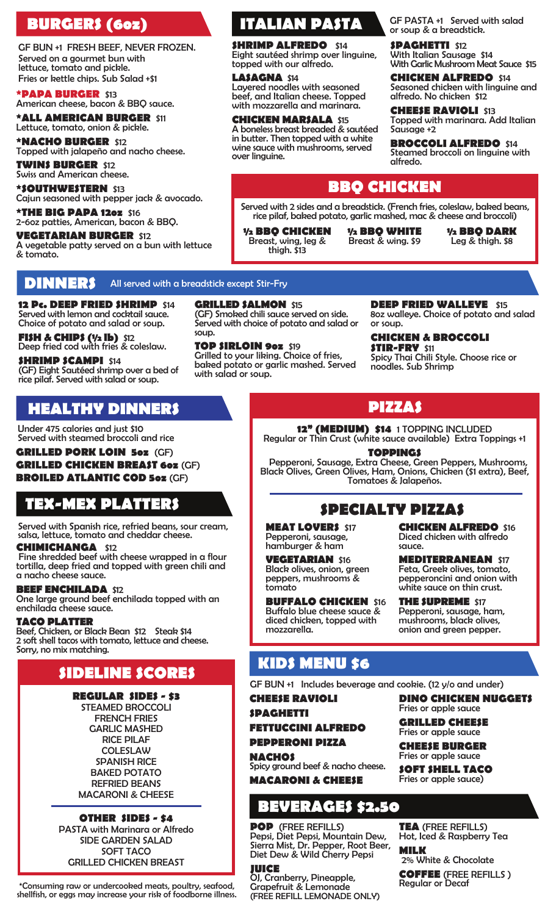## BURGERS (6oz)

GF BUN +1 FRESH BEEF, NEVER FROZEN.
Served on a gourmet bun with lettuce, tomato and pickle.
Fries or kettle chips. Sub Salad +$1

**\*PAPA BURGER** $13
American cheese, bacon & BBQ sauce.

**\*ALL AMERICAN BURGER** $11
Lettuce, tomato, onion & pickle.

**\*NACHO BURGER** $12
Topped with jalapeño and nacho cheese.

**TWINS BURGER** $12
Swiss and American cheese.

**\*SOUTHWESTERN** $13
Cajun seasoned with pepper jack & avocado.

**\*THE BIG PAPA 12oz** $16
2-6oz patties, American, bacon & BBQ.

**VEGETARIAN BURGER** $12
A vegetable patty served on a bun with lettuce & tomato.

## ITALIAN PASTA

GF PASTA +1 Served with salad or soup & a breadstick.

**SHRIMP ALFREDO** $14
Eight sautéed shrimp over linguine, topped with our alfredo.

**LASAGNA** $14
Layered noodles with seasoned beef, and Italian cheese. Topped with mozzarella and marinara.

**CHICKEN MARSALA** $15
A boneless breast breaded & sautéed in butter. Then topped with a white wine sauce with mushrooms, served over linguine.

**SPAGHETTI** $12
With Italian Sausage $14
With Garlic Mushroom Meat Sauce $15

**CHICKEN ALFREDO** $14
Seasoned chicken with linguine and alfredo. No chicken $12

**CHEESE RAVIOLI** $13
Topped with marinara. Add Italian Sausage +2

**BROCCOLI ALFREDO** $14
Steamed broccoli on linguine with alfredo.

## BBQ CHICKEN

Served with 2 sides and a breadstick. (French fries, coleslaw, baked beans, rice pilaf, baked potato, garlic mashed, mac & cheese and broccoli)

**½ BBQ CHICKEN** Breast, wing, leg & thigh. $13

**½ BBQ WHITE** Breast & wing. $9

**½ BBQ DARK** Leg & thigh. $8

## DINNERS

All served with a breadstick except Stir-Fry

**12 Pc. DEEP FRIED SHRIMP** $14
Served with lemon and cocktail sauce. Choice of potato and salad or soup.

**FISH & CHIPS (½ lb)** $12
Deep fried cod with fries & coleslaw.

**SHRIMP SCAMPI** $14
(GF) Eight Sautéed shrimp over a bed of rice pilaf. Served with salad or soup.

**GRILLED SALMON** $15
(GF) Smoked chili sauce served on side. Served with choice of potato and salad or soup.

**TOP SIRLOIN 9oz** $19
Grilled to your liking. Choice of fries, baked potato or garlic mashed. Served with salad or soup.

**DEEP FRIED WALLEYE** $15
8oz walleye. Choice of potato and salad or soup.

**CHICKEN & BROCCOLI STIR-FRY** $11
Spicy Thai Chili Style. Choose rice or noodles. Sub Shrimp

## HEALTHY DINNERS

Under 475 calories and just $10
Served with steamed broccoli and rice

**GRILLED PORK LOIN 5oz** (GF)
**GRILLED CHICKEN BREAST 6oz** (GF)
**BROILED ATLANTIC COD 5oz** (GF)

## PIZZAS

**12" (MEDIUM) $14** 1 TOPPING INCLUDED
Regular or Thin Crust (white sauce available) Extra Toppings +1

**TOPPINGS**
Pepperoni, Sausage, Extra Cheese, Green Peppers, Mushrooms, Black Olives, Green Olives, Ham, Onions, Chicken ($1 extra), Beef, Tomatoes & Jalapeños.

## TEX-MEX PLATTERS

Served with Spanish rice, refried beans, sour cream, salsa, lettuce, tomato and cheddar cheese.

**CHIMICHANGA** $12
Fine shredded beef with cheese wrapped in a flour tortilla, deep fried and topped with green chili and a nacho cheese sauce.

**BEEF ENCHILADA** $12
One large ground beef enchilada topped with an enchilada cheese sauce.

**TACO PLATTER**
Beef, Chicken, or Black Bean $12 Steak $14
2 soft shell tacos with tomato, lettuce and cheese.
Sorry, no mix matching.

## SPECIALTY PIZZAS

**MEAT LOVERS** $17
Pepperoni, sausage, hamburger & ham

**VEGETARIAN** $16
Black olives, onion, green peppers, mushrooms & tomato

**BUFFALO CHICKEN** $16
Buffalo blue cheese sauce & diced chicken, topped with mozzarella.

**CHICKEN ALFREDO** $16
Diced chicken with alfredo sauce.

**MEDITERRANEAN** $17
Feta, Greek olives, tomato, pepperoncini and onion with white sauce on thin crust.

**THE SUPREME** $17
Pepperoni, sausage, ham, mushrooms, black olives, onion and green pepper.

## SIDELINE SCORES

**REGULAR SIDES - $3**
STEAMED BROCCOLI
FRENCH FRIES
GARLIC MASHED
RICE PILAF
COLESLAW
SPANISH RICE
BAKED POTATO
REFRIED BEANS
MACARONI & CHEESE

**OTHER SIDES - $4**
PASTA with Marinara or Alfredo
SIDE GARDEN SALAD
SOFT TACO
GRILLED CHICKEN BREAST

## KIDS MENU $6

GF BUN +1 Includes beverage and cookie. (12 y/o and under)

**CHEESE RAVIOLI**
**SPAGHETTI**
**FETTUCCINI ALFREDO**
**PEPPERONI PIZZA**
**NACHOS**
Spicy ground beef & nacho cheese.
**MACARONI & CHEESE**

**DINO CHICKEN NUGGETS**
Fries or apple sauce
**GRILLED CHEESE**
Fries or apple sauce
**CHEESE BURGER**
Fries or apple sauce
**SOFT SHELL TACO**
Fries or apple sauce)

## BEVERAGES $2.50

**POP** (FREE REFILLS)
Pepsi, Diet Pepsi, Mountain Dew, Sierra Mist, Dr. Pepper, Root Beer, Diet Dew & Wild Cherry Pepsi

**JUICE**
OJ, Cranberry, Pineapple, Grapefruit & Lemonade
(FREE REFILL LEMONADE ONLY)

**TEA** (FREE REFILLS)
Hot, Iced & Raspberry Tea

**MILK**
2% White & Chocolate

**COFFEE** (FREE REFILLS )
Regular or Decaf

\*Consuming raw or undercooked meats, poultry, seafood, shellfish, or eggs may increase your risk of foodborne illness.